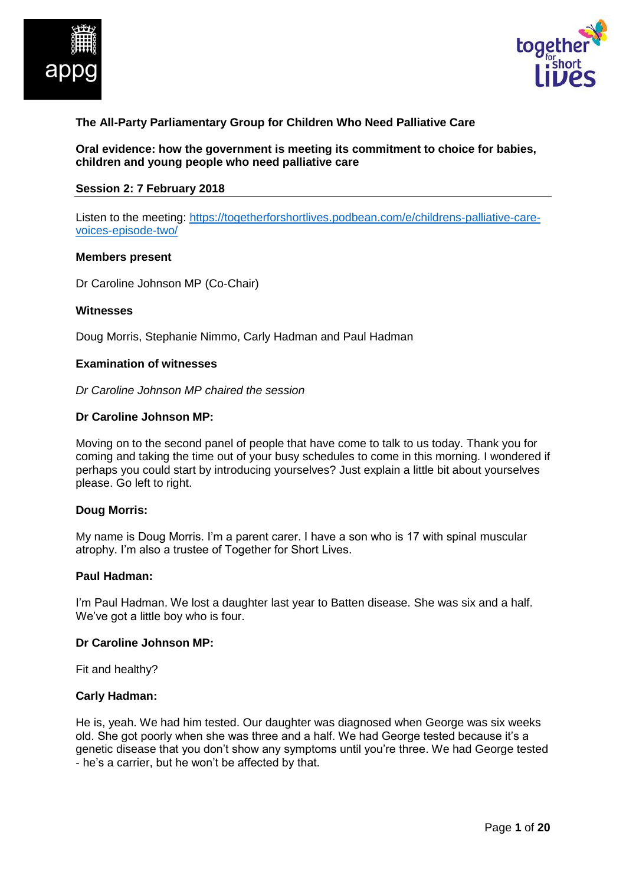**The All-Party Parliamentary Group for Children Who Need Palliative Care**

**Oral evidence: how the government is meeting its commitment to choice for babies, children and young people who need palliative care**

**Session 2: 7 February 2018**

---

Listen to the meeting: [https://togetherforshortlives.podbean.com/e/childrens-palliative-care-voices-episode-two/](https://togetherforshortlives.podbean.com/e/childrens-palliative-care-voices-episode-two/)

**Members present**

Dr Caroline Johnson MP (Co-Chair)

**Witnesses**

Doug Morris, Stephanie Nimmo, Carly Hadman and Paul Hadman

**Examination of witnesses**

*Dr Caroline Johnson MP chaired the session*

**Dr Caroline Johnson MP:**

Moving on to the second panel of people that have come to talk to us today. Thank you for coming and taking the time out of your busy schedules to come in this morning. I wondered if perhaps you could start by introducing yourselves? Just explain a little bit about yourselves please. Go left to right.

**Doug Morris:**

My name is Doug Morris. I'm a parent carer. I have a son who is 17 with spinal muscular atrophy. I'm also a trustee of Together for Short Lives.

**Paul Hadman:**

I'm Paul Hadman. We lost a daughter last year to Batten disease. She was six and a half. We've got a little boy who is four.

**Dr Caroline Johnson MP:**

Fit and healthy?

**Carly Hadman:**

He is, yeah. We had him tested. Our daughter was diagnosed when George was six weeks old. She got poorly when she was three and a half. We had George tested because it's a genetic disease that you don't show any symptoms until you're three. We had George tested - he's a carrier, but he won't be affected by that.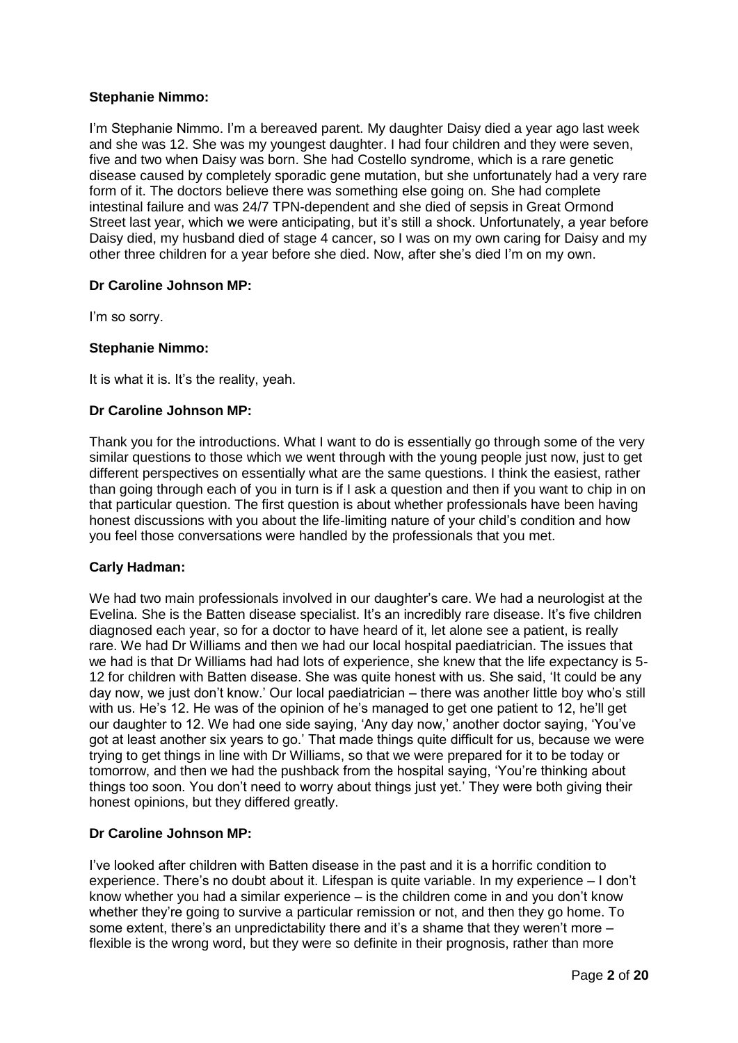**Stephanie Nimmo:**

I'm Stephanie Nimmo. I'm a bereaved parent. My daughter Daisy died a year ago last week and she was 12. She was my youngest daughter. I had four children and they were seven, five and two when Daisy was born. She had Costello syndrome, which is a rare genetic disease caused by completely sporadic gene mutation, but she unfortunately had a very rare form of it. The doctors believe there was something else going on. She had complete intestinal failure and was 24/7 TPN-dependent and she died of sepsis in Great Ormond Street last year, which we were anticipating, but it's still a shock. Unfortunately, a year before Daisy died, my husband died of stage 4 cancer, so I was on my own caring for Daisy and my other three children for a year before she died. Now, after she's died I'm on my own.

**Dr Caroline Johnson MP:**

I'm so sorry.

**Stephanie Nimmo:**

It is what it is. It's the reality, yeah.

**Dr Caroline Johnson MP:**

Thank you for the introductions. What I want to do is essentially go through some of the very similar questions to those which we went through with the young people just now, just to get different perspectives on essentially what are the same questions. I think the easiest, rather than going through each of you in turn is if I ask a question and then if you want to chip in on that particular question. The first question is about whether professionals have been having honest discussions with you about the life-limiting nature of your child's condition and how you feel those conversations were handled by the professionals that you met.

**Carly Hadman:**

We had two main professionals involved in our daughter's care. We had a neurologist at the Evelina. She is the Batten disease specialist. It's an incredibly rare disease. It's five children diagnosed each year, so for a doctor to have heard of it, let alone see a patient, is really rare. We had Dr Williams and then we had our local hospital paediatrician. The issues that we had is that Dr Williams had had lots of experience, she knew that the life expectancy is 5-12 for children with Batten disease. She was quite honest with us. She said, 'It could be any day now, we just don't know.' Our local paediatrician – there was another little boy who's still with us. He's 12. He was of the opinion of he's managed to get one patient to 12, he'll get our daughter to 12. We had one side saying, 'Any day now,' another doctor saying, 'You've got at least another six years to go.' That made things quite difficult for us, because we were trying to get things in line with Dr Williams, so that we were prepared for it to be today or tomorrow, and then we had the pushback from the hospital saying, 'You're thinking about things too soon. You don't need to worry about things just yet.' They were both giving their honest opinions, but they differed greatly.

**Dr Caroline Johnson MP:**

I've looked after children with Batten disease in the past and it is a horrific condition to experience. There's no doubt about it. Lifespan is quite variable. In my experience – I don't know whether you had a similar experience – is the children come in and you don't know whether they're going to survive a particular remission or not, and then they go home. To some extent, there's an unpredictability there and it's a shame that they weren't more – flexible is the wrong word, but they were so definite in their prognosis, rather than more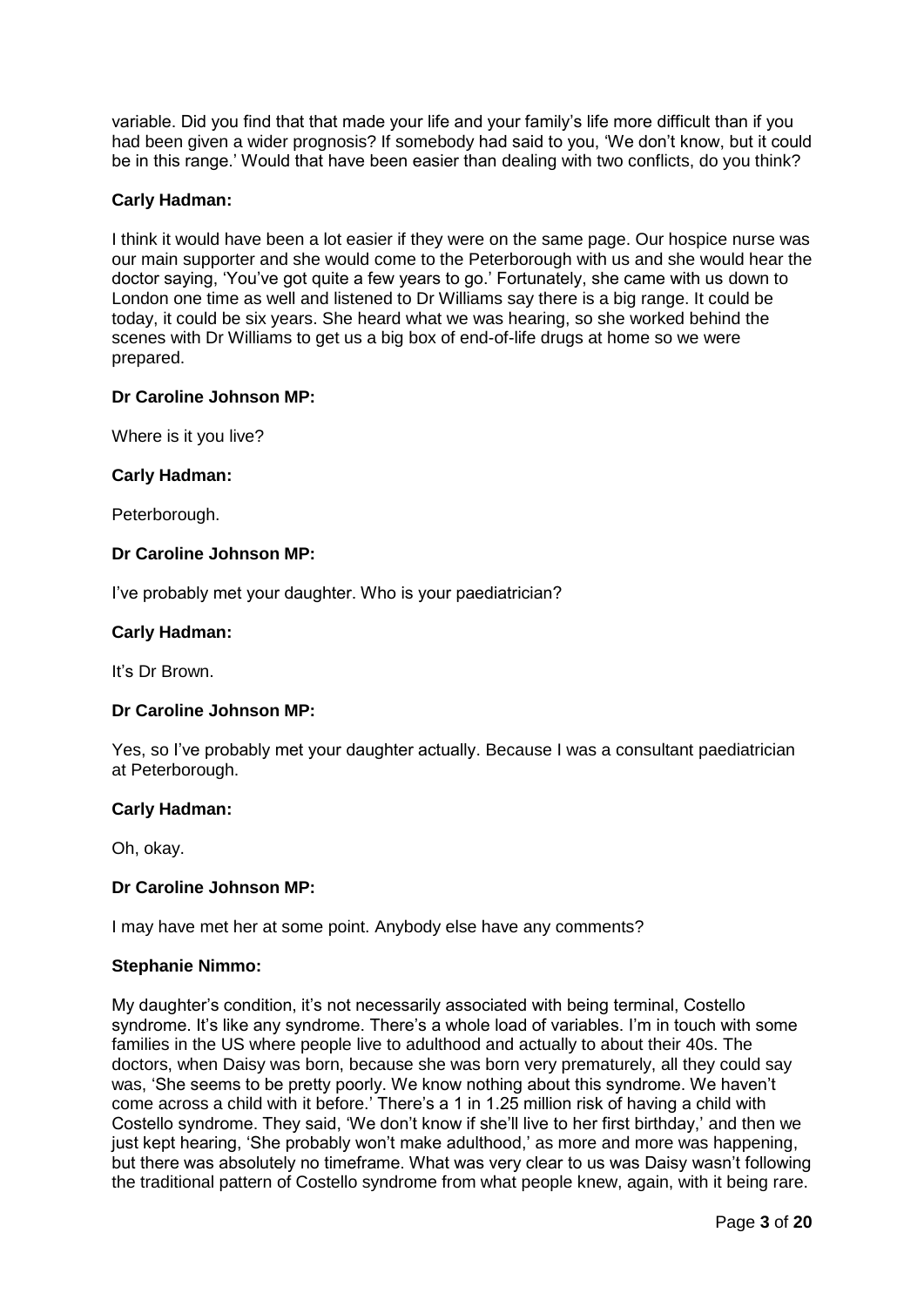variable. Did you find that that made your life and your family's life more difficult than if you had been given a wider prognosis? If somebody had said to you, 'We don't know, but it could be in this range.' Would that have been easier than dealing with two conflicts, do you think?

**Carly Hadman:**

I think it would have been a lot easier if they were on the same page. Our hospice nurse was our main supporter and she would come to the Peterborough with us and she would hear the doctor saying, 'You've got quite a few years to go.' Fortunately, she came with us down to London one time as well and listened to Dr Williams say there is a big range. It could be today, it could be six years. She heard what we was hearing, so she worked behind the scenes with Dr Williams to get us a big box of end-of-life drugs at home so we were prepared.

**Dr Caroline Johnson MP:**

Where is it you live?

**Carly Hadman:**

Peterborough.

**Dr Caroline Johnson MP:**

I've probably met your daughter. Who is your paediatrician?

**Carly Hadman:**

It's Dr Brown.

**Dr Caroline Johnson MP:**

Yes, so I've probably met your daughter actually. Because I was a consultant paediatrician at Peterborough.

**Carly Hadman:**

Oh, okay.

**Dr Caroline Johnson MP:**

I may have met her at some point. Anybody else have any comments?

**Stephanie Nimmo:**

My daughter's condition, it's not necessarily associated with being terminal, Costello syndrome. It's like any syndrome. There's a whole load of variables. I'm in touch with some families in the US where people live to adulthood and actually to about their 40s. The doctors, when Daisy was born, because she was born very prematurely, all they could say was, 'She seems to be pretty poorly. We know nothing about this syndrome. We haven't come across a child with it before.' There's a 1 in 1.25 million risk of having a child with Costello syndrome. They said, 'We don't know if she'll live to her first birthday,' and then we just kept hearing, 'She probably won't make adulthood,' as more and more was happening, but there was absolutely no timeframe. What was very clear to us was Daisy wasn't following the traditional pattern of Costello syndrome from what people knew, again, with it being rare.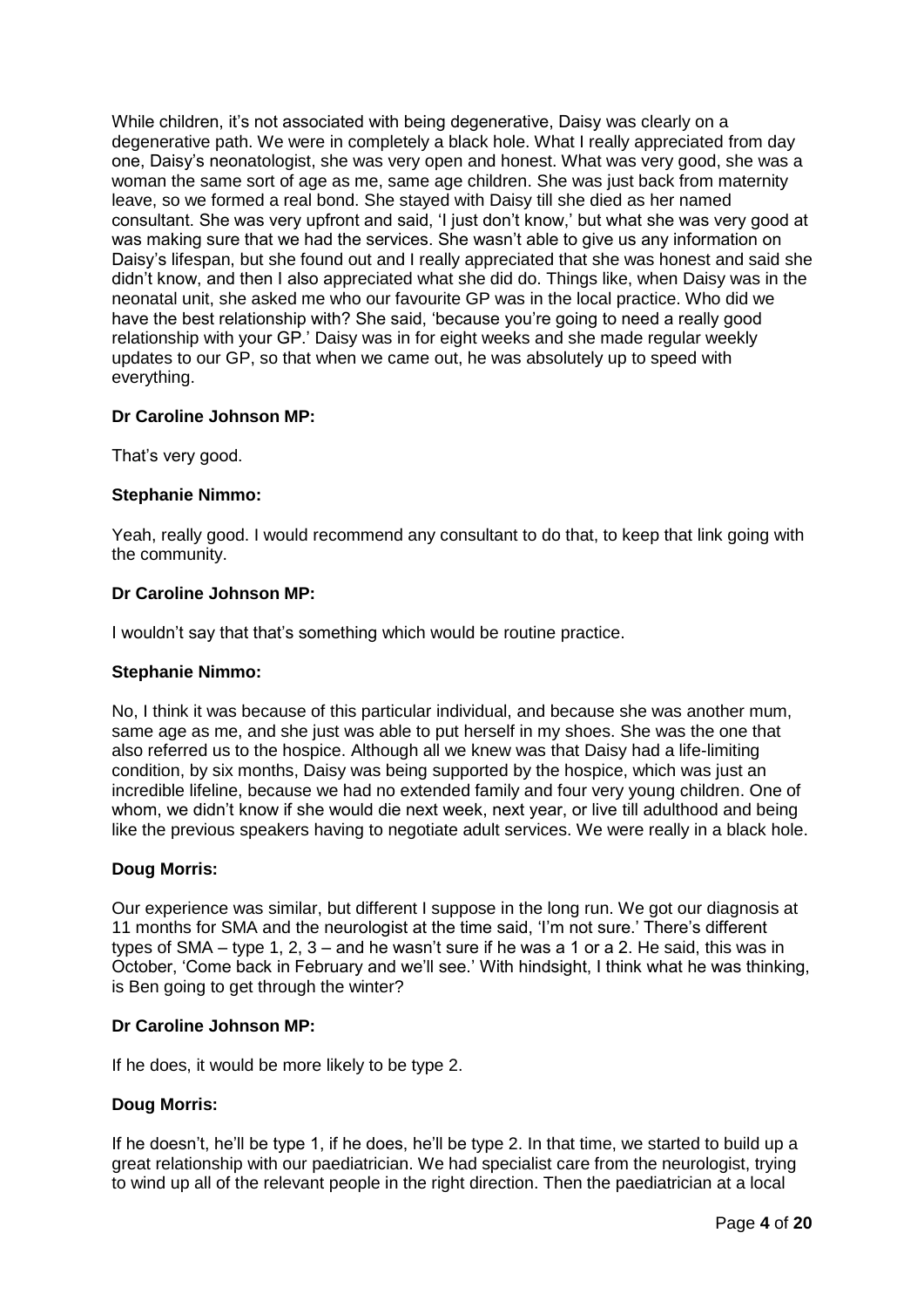While children, it's not associated with being degenerative, Daisy was clearly on a degenerative path. We were in completely a black hole. What I really appreciated from day one, Daisy's neonatologist, she was very open and honest. What was very good, she was a woman the same sort of age as me, same age children. She was just back from maternity leave, so we formed a real bond. She stayed with Daisy till she died as her named consultant. She was very upfront and said, 'I just don't know,' but what she was very good at was making sure that we had the services. She wasn't able to give us any information on Daisy's lifespan, but she found out and I really appreciated that she was honest and said she didn't know, and then I also appreciated what she did do. Things like, when Daisy was in the neonatal unit, she asked me who our favourite GP was in the local practice. Who did we have the best relationship with? She said, 'because you're going to need a really good relationship with your GP.' Daisy was in for eight weeks and she made regular weekly updates to our GP, so that when we came out, he was absolutely up to speed with everything.

**Dr Caroline Johnson MP:**

That's very good.

**Stephanie Nimmo:**

Yeah, really good. I would recommend any consultant to do that, to keep that link going with the community.

**Dr Caroline Johnson MP:**

I wouldn't say that that's something which would be routine practice.

**Stephanie Nimmo:**

No, I think it was because of this particular individual, and because she was another mum, same age as me, and she just was able to put herself in my shoes. She was the one that also referred us to the hospice. Although all we knew was that Daisy had a life-limiting condition, by six months, Daisy was being supported by the hospice, which was just an incredible lifeline, because we had no extended family and four very young children. One of whom, we didn't know if she would die next week, next year, or live till adulthood and being like the previous speakers having to negotiate adult services. We were really in a black hole.

**Doug Morris:**

Our experience was similar, but different I suppose in the long run. We got our diagnosis at 11 months for SMA and the neurologist at the time said, 'I'm not sure.' There's different types of SMA – type 1, 2, 3 – and he wasn't sure if he was a 1 or a 2. He said, this was in October, 'Come back in February and we'll see.' With hindsight, I think what he was thinking, is Ben going to get through the winter?

**Dr Caroline Johnson MP:**

If he does, it would be more likely to be type 2.

**Doug Morris:**

If he doesn't, he'll be type 1, if he does, he'll be type 2. In that time, we started to build up a great relationship with our paediatrician. We had specialist care from the neurologist, trying to wind up all of the relevant people in the right direction. Then the paediatrician at a local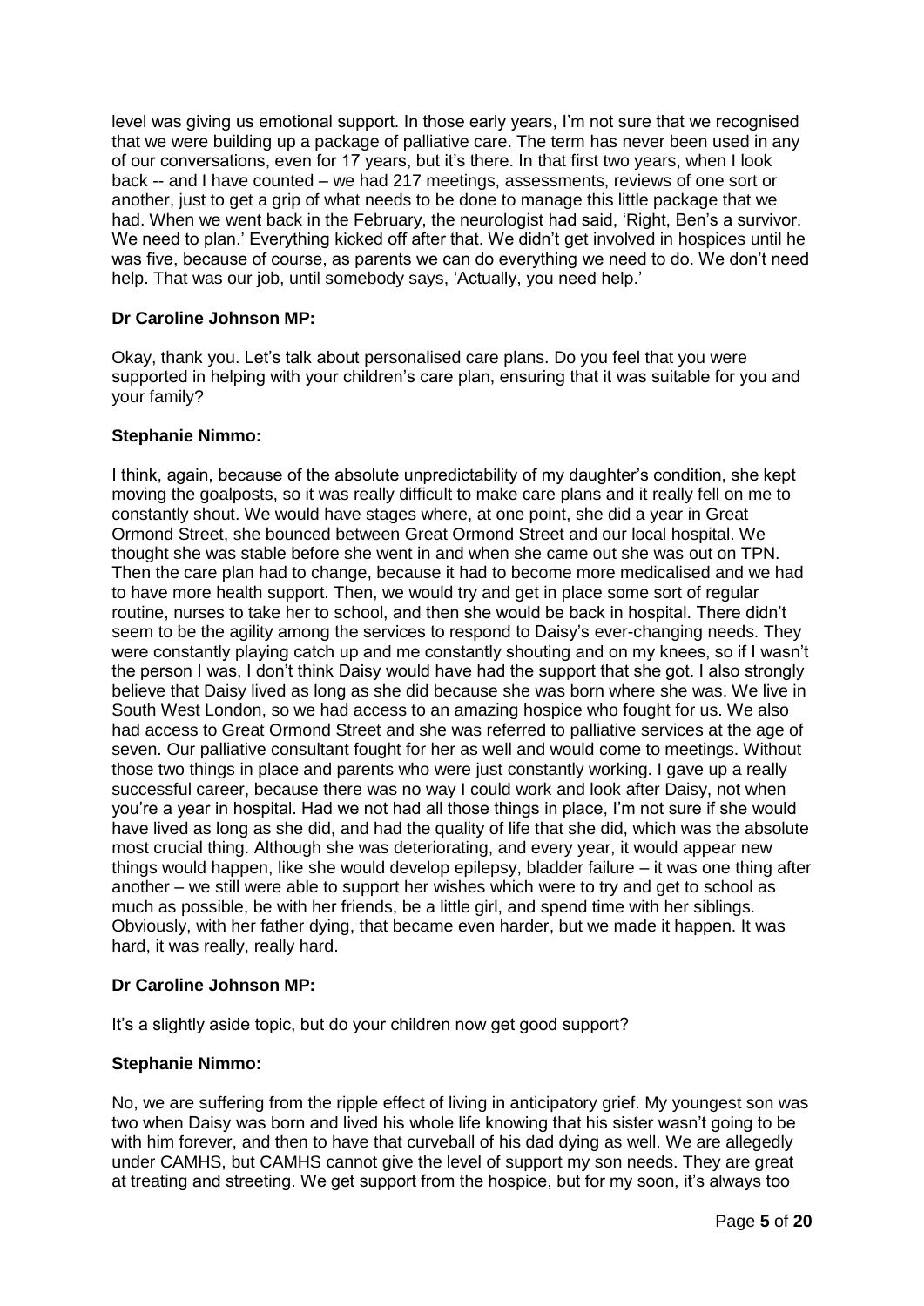level was giving us emotional support. In those early years, I'm not sure that we recognised that we were building up a package of palliative care. The term has never been used in any of our conversations, even for 17 years, but it's there. In that first two years, when I look back -- and I have counted – we had 217 meetings, assessments, reviews of one sort or another, just to get a grip of what needs to be done to manage this little package that we had. When we went back in the February, the neurologist had said, 'Right, Ben's a survivor. We need to plan.' Everything kicked off after that. We didn't get involved in hospices until he was five, because of course, as parents we can do everything we need to do. We don't need help. That was our job, until somebody says, 'Actually, you need help.'

**Dr Caroline Johnson MP:**

Okay, thank you. Let's talk about personalised care plans. Do you feel that you were supported in helping with your children's care plan, ensuring that it was suitable for you and your family?

**Stephanie Nimmo:**

I think, again, because of the absolute unpredictability of my daughter's condition, she kept moving the goalposts, so it was really difficult to make care plans and it really fell on me to constantly shout. We would have stages where, at one point, she did a year in Great Ormond Street, she bounced between Great Ormond Street and our local hospital. We thought she was stable before she went in and when she came out she was out on TPN. Then the care plan had to change, because it had to become more medicalised and we had to have more health support. Then, we would try and get in place some sort of regular routine, nurses to take her to school, and then she would be back in hospital. There didn't seem to be the agility among the services to respond to Daisy's ever-changing needs. They were constantly playing catch up and me constantly shouting and on my knees, so if I wasn't the person I was, I don't think Daisy would have had the support that she got. I also strongly believe that Daisy lived as long as she did because she was born where she was. We live in South West London, so we had access to an amazing hospice who fought for us. We also had access to Great Ormond Street and she was referred to palliative services at the age of seven. Our palliative consultant fought for her as well and would come to meetings. Without those two things in place and parents who were just constantly working. I gave up a really successful career, because there was no way I could work and look after Daisy, not when you're a year in hospital. Had we not had all those things in place, I'm not sure if she would have lived as long as she did, and had the quality of life that she did, which was the absolute most crucial thing. Although she was deteriorating, and every year, it would appear new things would happen, like she would develop epilepsy, bladder failure – it was one thing after another – we still were able to support her wishes which were to try and get to school as much as possible, be with her friends, be a little girl, and spend time with her siblings. Obviously, with her father dying, that became even harder, but we made it happen. It was hard, it was really, really hard.

**Dr Caroline Johnson MP:**

It's a slightly aside topic, but do your children now get good support?

**Stephanie Nimmo:**

No, we are suffering from the ripple effect of living in anticipatory grief. My youngest son was two when Daisy was born and lived his whole life knowing that his sister wasn't going to be with him forever, and then to have that curveball of his dad dying as well. We are allegedly under CAMHS, but CAMHS cannot give the level of support my son needs. They are great at treating and streeting. We get support from the hospice, but for my soon, it's always too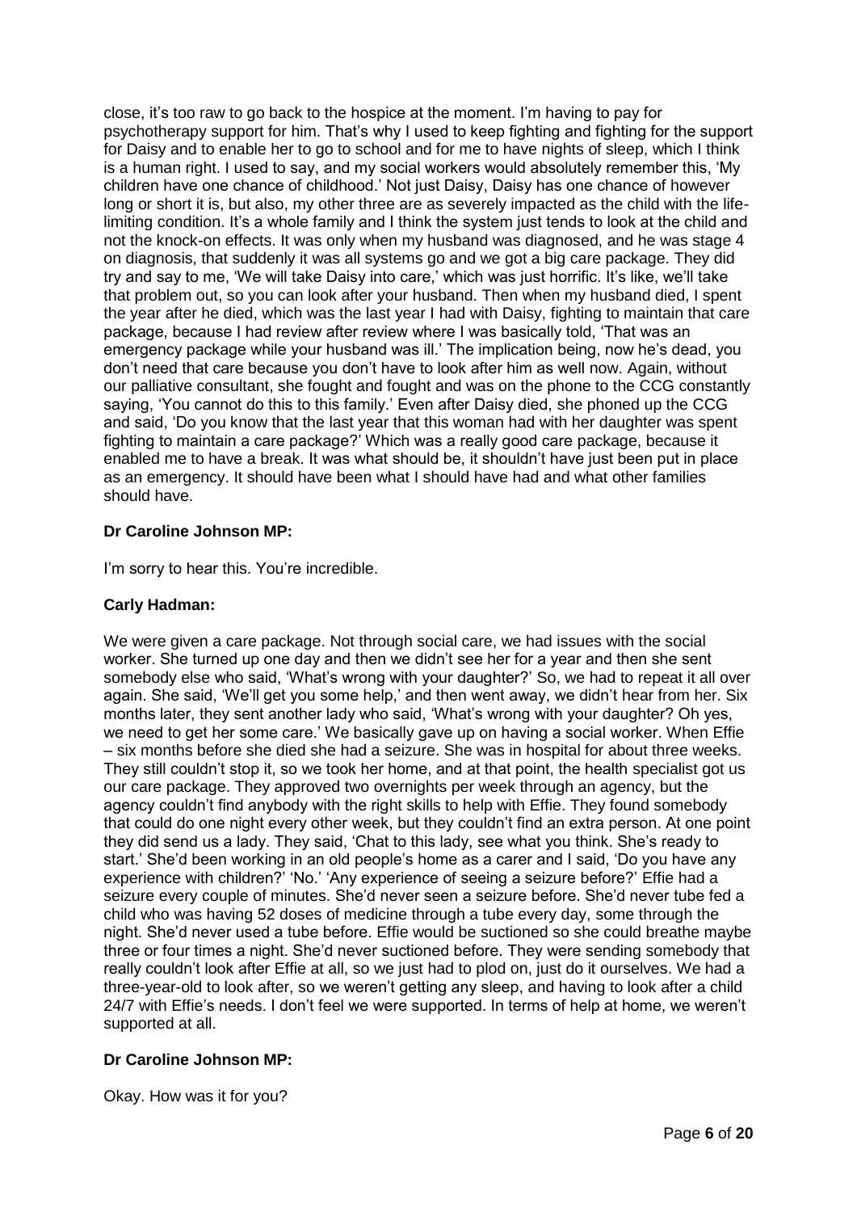close, it's too raw to go back to the hospice at the moment. I'm having to pay for psychotherapy support for him. That's why I used to keep fighting and fighting for the support for Daisy and to enable her to go to school and for me to have nights of sleep, which I think is a human right. I used to say, and my social workers would absolutely remember this, 'My children have one chance of childhood.' Not just Daisy, Daisy has one chance of however long or short it is, but also, my other three are as severely impacted as the child with the life-limiting condition. It's a whole family and I think the system just tends to look at the child and not the knock-on effects. It was only when my husband was diagnosed, and he was stage 4 on diagnosis, that suddenly it was all systems go and we got a big care package. They did try and say to me, 'We will take Daisy into care,' which was just horrific. It's like, we'll take that problem out, so you can look after your husband. Then when my husband died, I spent the year after he died, which was the last year I had with Daisy, fighting to maintain that care package, because I had review after review where I was basically told, 'That was an emergency package while your husband was ill.' The implication being, now he's dead, you don't need that care because you don't have to look after him as well now. Again, without our palliative consultant, she fought and fought and was on the phone to the CCG constantly saying, 'You cannot do this to this family.' Even after Daisy died, she phoned up the CCG and said, 'Do you know that the last year that this woman had with her daughter was spent fighting to maintain a care package?' Which was a really good care package, because it enabled me to have a break. It was what should be, it shouldn't have just been put in place as an emergency. It should have been what I should have had and what other families should have.

**Dr Caroline Johnson MP:**

I'm sorry to hear this. You're incredible.

**Carly Hadman:**

We were given a care package. Not through social care, we had issues with the social worker. She turned up one day and then we didn't see her for a year and then she sent somebody else who said, 'What's wrong with your daughter?' So, we had to repeat it all over again. She said, 'We'll get you some help,' and then went away, we didn't hear from her. Six months later, they sent another lady who said, 'What's wrong with your daughter? Oh yes, we need to get her some care.' We basically gave up on having a social worker. When Effie – six months before she died she had a seizure. She was in hospital for about three weeks. They still couldn't stop it, so we took her home, and at that point, the health specialist got us our care package. They approved two overnights per week through an agency, but the agency couldn't find anybody with the right skills to help with Effie. They found somebody that could do one night every other week, but they couldn't find an extra person. At one point they did send us a lady. They said, 'Chat to this lady, see what you think. She's ready to start.' She'd been working in an old people's home as a carer and I said, 'Do you have any experience with children?' 'No.' 'Any experience of seeing a seizure before?' Effie had a seizure every couple of minutes. She'd never seen a seizure before. She'd never tube fed a child who was having 52 doses of medicine through a tube every day, some through the night. She'd never used a tube before. Effie would be suctioned so she could breathe maybe three or four times a night. She'd never suctioned before. They were sending somebody that really couldn't look after Effie at all, so we just had to plod on, just do it ourselves. We had a three-year-old to look after, so we weren't getting any sleep, and having to look after a child 24/7 with Effie's needs. I don't feel we were supported. In terms of help at home, we weren't supported at all.

**Dr Caroline Johnson MP:**

Okay. How was it for you?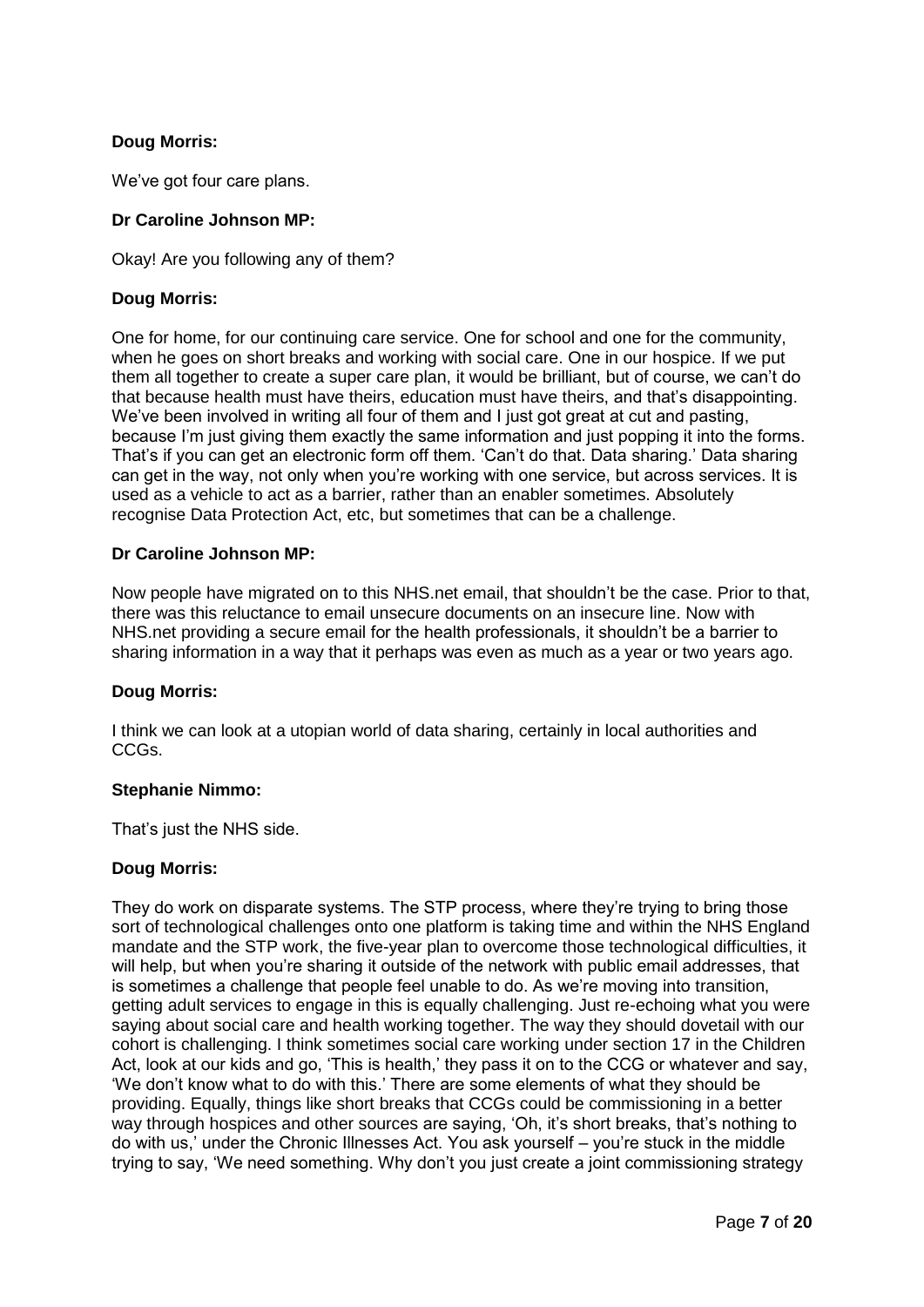**Doug Morris:**

We've got four care plans.

**Dr Caroline Johnson MP:**

Okay! Are you following any of them?

**Doug Morris:**

One for home, for our continuing care service. One for school and one for the community, when he goes on short breaks and working with social care. One in our hospice. If we put them all together to create a super care plan, it would be brilliant, but of course, we can't do that because health must have theirs, education must have theirs, and that's disappointing. We've been involved in writing all four of them and I just got great at cut and pasting, because I'm just giving them exactly the same information and just popping it into the forms. That's if you can get an electronic form off them. 'Can't do that. Data sharing.' Data sharing can get in the way, not only when you're working with one service, but across services. It is used as a vehicle to act as a barrier, rather than an enabler sometimes. Absolutely recognise Data Protection Act, etc, but sometimes that can be a challenge.

**Dr Caroline Johnson MP:**

Now people have migrated on to this NHS.net email, that shouldn't be the case. Prior to that, there was this reluctance to email unsecure documents on an insecure line. Now with NHS.net providing a secure email for the health professionals, it shouldn't be a barrier to sharing information in a way that it perhaps was even as much as a year or two years ago.

**Doug Morris:**

I think we can look at a utopian world of data sharing, certainly in local authorities and CCGs.

**Stephanie Nimmo:**

That's just the NHS side.

**Doug Morris:**

They do work on disparate systems. The STP process, where they're trying to bring those sort of technological challenges onto one platform is taking time and within the NHS England mandate and the STP work, the five-year plan to overcome those technological difficulties, it will help, but when you're sharing it outside of the network with public email addresses, that is sometimes a challenge that people feel unable to do. As we're moving into transition, getting adult services to engage in this is equally challenging. Just re-echoing what you were saying about social care and health working together. The way they should dovetail with our cohort is challenging. I think sometimes social care working under section 17 in the Children Act, look at our kids and go, 'This is health,' they pass it on to the CCG or whatever and say, 'We don't know what to do with this.' There are some elements of what they should be providing. Equally, things like short breaks that CCGs could be commissioning in a better way through hospices and other sources are saying, 'Oh, it's short breaks, that's nothing to do with us,' under the Chronic Illnesses Act. You ask yourself – you're stuck in the middle trying to say, 'We need something. Why don't you just create a joint commissioning strategy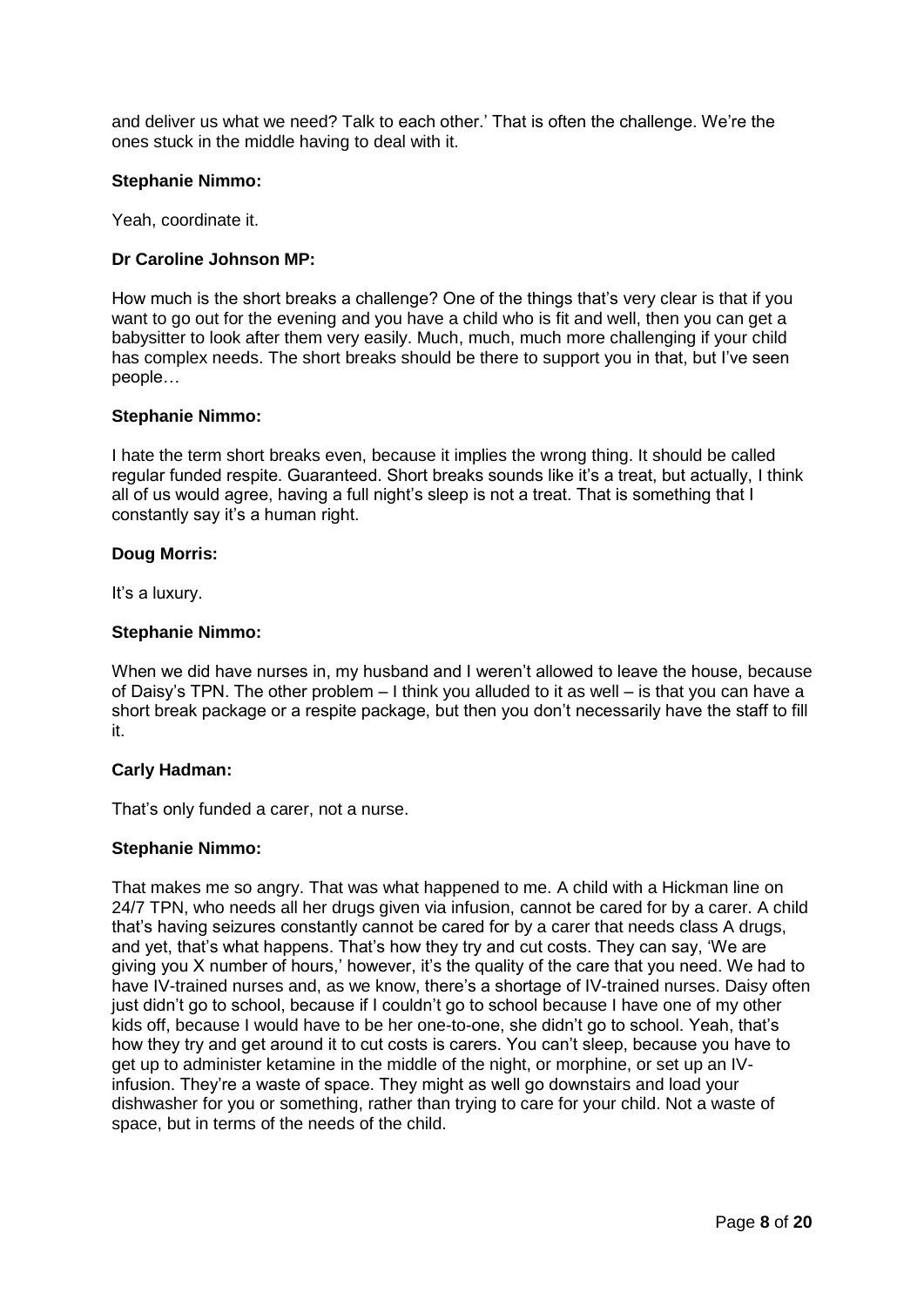and deliver us what we need? Talk to each other.' That is often the challenge. We're the ones stuck in the middle having to deal with it.

**Stephanie Nimmo:**

Yeah, coordinate it.

**Dr Caroline Johnson MP:**

How much is the short breaks a challenge? One of the things that's very clear is that if you want to go out for the evening and you have a child who is fit and well, then you can get a babysitter to look after them very easily. Much, much, much more challenging if your child has complex needs. The short breaks should be there to support you in that, but I've seen people…

**Stephanie Nimmo:**

I hate the term short breaks even, because it implies the wrong thing. It should be called regular funded respite. Guaranteed. Short breaks sounds like it's a treat, but actually, I think all of us would agree, having a full night's sleep is not a treat. That is something that I constantly say it's a human right.

**Doug Morris:**

It's a luxury.

**Stephanie Nimmo:**

When we did have nurses in, my husband and I weren't allowed to leave the house, because of Daisy's TPN. The other problem – I think you alluded to it as well – is that you can have a short break package or a respite package, but then you don't necessarily have the staff to fill it.

**Carly Hadman:**

That's only funded a carer, not a nurse.

**Stephanie Nimmo:**

That makes me so angry. That was what happened to me. A child with a Hickman line on 24/7 TPN, who needs all her drugs given via infusion, cannot be cared for by a carer. A child that's having seizures constantly cannot be cared for by a carer that needs class A drugs, and yet, that's what happens. That's how they try and cut costs. They can say, 'We are giving you X number of hours,' however, it's the quality of the care that you need. We had to have IV-trained nurses and, as we know, there's a shortage of IV-trained nurses. Daisy often just didn't go to school, because if I couldn't go to school because I have one of my other kids off, because I would have to be her one-to-one, she didn't go to school. Yeah, that's how they try and get around it to cut costs is carers. You can't sleep, because you have to get up to administer ketamine in the middle of the night, or morphine, or set up an IV-infusion. They're a waste of space. They might as well go downstairs and load your dishwasher for you or something, rather than trying to care for your child. Not a waste of space, but in terms of the needs of the child.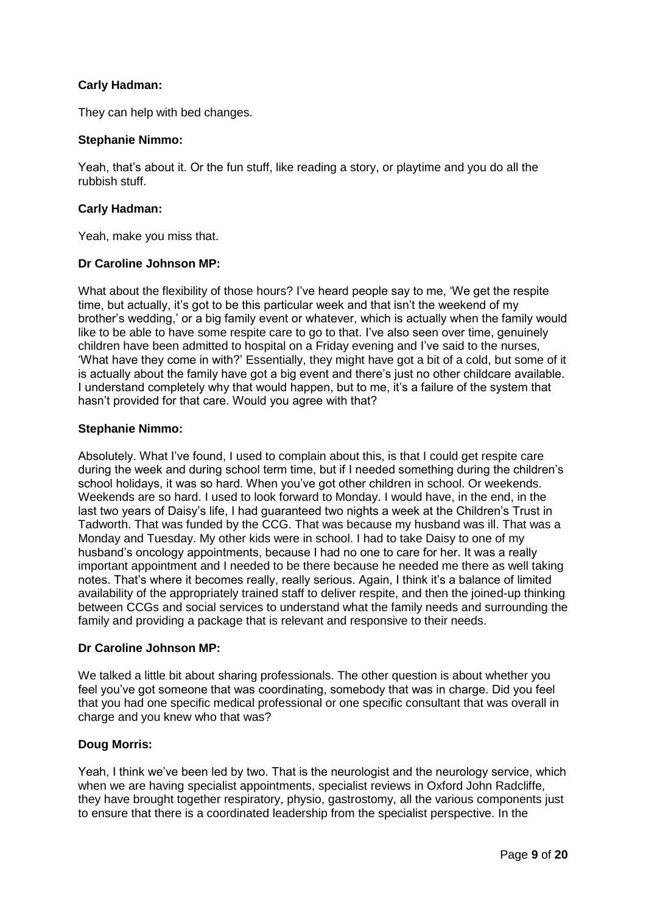**Carly Hadman:**

They can help with bed changes.

**Stephanie Nimmo:**

Yeah, that's about it. Or the fun stuff, like reading a story, or playtime and you do all the rubbish stuff.

**Carly Hadman:**

Yeah, make you miss that.

**Dr Caroline Johnson MP:**

What about the flexibility of those hours? I've heard people say to me, 'We get the respite time, but actually, it's got to be this particular week and that isn't the weekend of my brother's wedding,' or a big family event or whatever, which is actually when the family would like to be able to have some respite care to go to that. I've also seen over time, genuinely children have been admitted to hospital on a Friday evening and I've said to the nurses, 'What have they come in with?' Essentially, they might have got a bit of a cold, but some of it is actually about the family have got a big event and there's just no other childcare available. I understand completely why that would happen, but to me, it's a failure of the system that hasn't provided for that care. Would you agree with that?

**Stephanie Nimmo:**

Absolutely. What I've found, I used to complain about this, is that I could get respite care during the week and during school term time, but if I needed something during the children's school holidays, it was so hard. When you've got other children in school. Or weekends. Weekends are so hard. I used to look forward to Monday. I would have, in the end, in the last two years of Daisy's life, I had guaranteed two nights a week at the Children's Trust in Tadworth. That was funded by the CCG. That was because my husband was ill. That was a Monday and Tuesday. My other kids were in school. I had to take Daisy to one of my husband's oncology appointments, because I had no one to care for her. It was a really important appointment and I needed to be there because he needed me there as well taking notes. That's where it becomes really, really serious. Again, I think it's a balance of limited availability of the appropriately trained staff to deliver respite, and then the joined-up thinking between CCGs and social services to understand what the family needs and surrounding the family and providing a package that is relevant and responsive to their needs.

**Dr Caroline Johnson MP:**

We talked a little bit about sharing professionals. The other question is about whether you feel you've got someone that was coordinating, somebody that was in charge. Did you feel that you had one specific medical professional or one specific consultant that was overall in charge and you knew who that was?

**Doug Morris:**

Yeah, I think we've been led by two. That is the neurologist and the neurology service, which when we are having specialist appointments, specialist reviews in Oxford John Radcliffe, they have brought together respiratory, physio, gastrostomy, all the various components just to ensure that there is a coordinated leadership from the specialist perspective. In the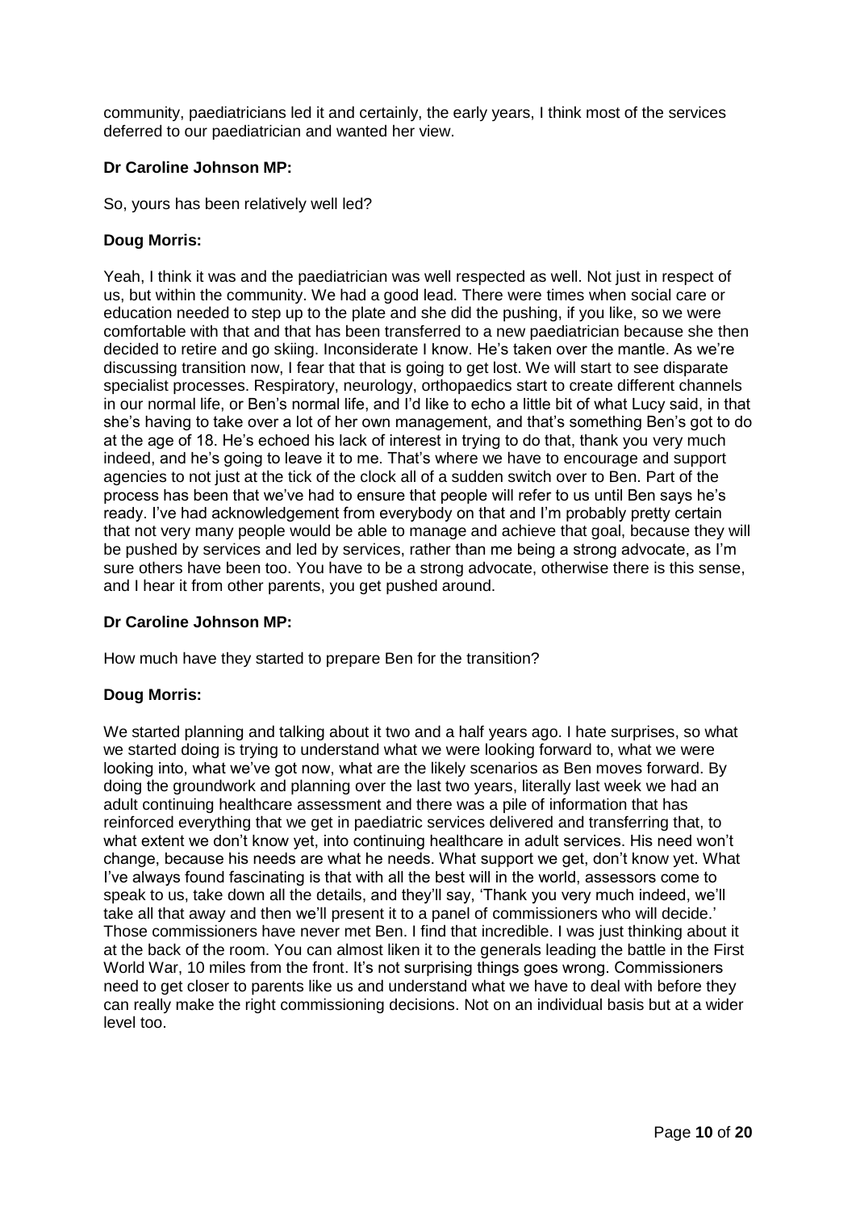community, paediatricians led it and certainly, the early years, I think most of the services deferred to our paediatrician and wanted her view.

**Dr Caroline Johnson MP:**

So, yours has been relatively well led?

**Doug Morris:**

Yeah, I think it was and the paediatrician was well respected as well. Not just in respect of us, but within the community. We had a good lead. There were times when social care or education needed to step up to the plate and she did the pushing, if you like, so we were comfortable with that and that has been transferred to a new paediatrician because she then decided to retire and go skiing. Inconsiderate I know. He's taken over the mantle. As we're discussing transition now, I fear that that is going to get lost. We will start to see disparate specialist processes. Respiratory, neurology, orthopaedics start to create different channels in our normal life, or Ben's normal life, and I'd like to echo a little bit of what Lucy said, in that she's having to take over a lot of her own management, and that's something Ben's got to do at the age of 18. He's echoed his lack of interest in trying to do that, thank you very much indeed, and he's going to leave it to me. That's where we have to encourage and support agencies to not just at the tick of the clock all of a sudden switch over to Ben. Part of the process has been that we've had to ensure that people will refer to us until Ben says he's ready. I've had acknowledgement from everybody on that and I'm probably pretty certain that not very many people would be able to manage and achieve that goal, because they will be pushed by services and led by services, rather than me being a strong advocate, as I'm sure others have been too. You have to be a strong advocate, otherwise there is this sense, and I hear it from other parents, you get pushed around.

**Dr Caroline Johnson MP:**

How much have they started to prepare Ben for the transition?

**Doug Morris:**

We started planning and talking about it two and a half years ago. I hate surprises, so what we started doing is trying to understand what we were looking forward to, what we were looking into, what we've got now, what are the likely scenarios as Ben moves forward. By doing the groundwork and planning over the last two years, literally last week we had an adult continuing healthcare assessment and there was a pile of information that has reinforced everything that we get in paediatric services delivered and transferring that, to what extent we don't know yet, into continuing healthcare in adult services. His need won't change, because his needs are what he needs. What support we get, don't know yet. What I've always found fascinating is that with all the best will in the world, assessors come to speak to us, take down all the details, and they'll say, 'Thank you very much indeed, we'll take all that away and then we'll present it to a panel of commissioners who will decide.' Those commissioners have never met Ben. I find that incredible. I was just thinking about it at the back of the room. You can almost liken it to the generals leading the battle in the First World War, 10 miles from the front. It's not surprising things goes wrong. Commissioners need to get closer to parents like us and understand what we have to deal with before they can really make the right commissioning decisions. Not on an individual basis but at a wider level too.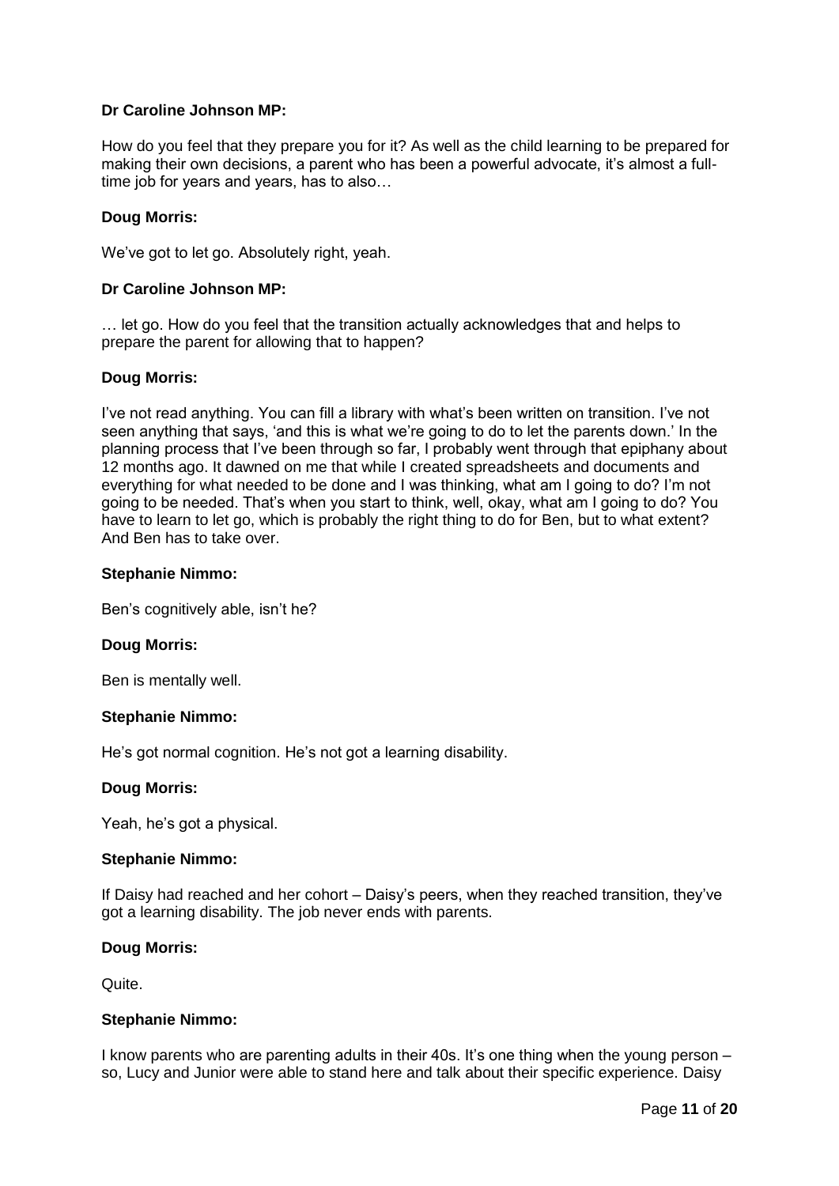**Dr Caroline Johnson MP:**

How do you feel that they prepare you for it? As well as the child learning to be prepared for making their own decisions, a parent who has been a powerful advocate, it's almost a full-time job for years and years, has to also…

**Doug Morris:**

We've got to let go. Absolutely right, yeah.

**Dr Caroline Johnson MP:**

… let go. How do you feel that the transition actually acknowledges that and helps to prepare the parent for allowing that to happen?

**Doug Morris:**

I've not read anything. You can fill a library with what's been written on transition. I've not seen anything that says, 'and this is what we're going to do to let the parents down.' In the planning process that I've been through so far, I probably went through that epiphany about 12 months ago. It dawned on me that while I created spreadsheets and documents and everything for what needed to be done and I was thinking, what am I going to do? I'm not going to be needed. That's when you start to think, well, okay, what am I going to do? You have to learn to let go, which is probably the right thing to do for Ben, but to what extent? And Ben has to take over.

**Stephanie Nimmo:**

Ben's cognitively able, isn't he?

**Doug Morris:**

Ben is mentally well.

**Stephanie Nimmo:**

He's got normal cognition. He's not got a learning disability.

**Doug Morris:**

Yeah, he's got a physical.

**Stephanie Nimmo:**

If Daisy had reached and her cohort – Daisy's peers, when they reached transition, they've got a learning disability. The job never ends with parents.

**Doug Morris:**

Quite.

**Stephanie Nimmo:**

I know parents who are parenting adults in their 40s. It's one thing when the young person – so, Lucy and Junior were able to stand here and talk about their specific experience. Daisy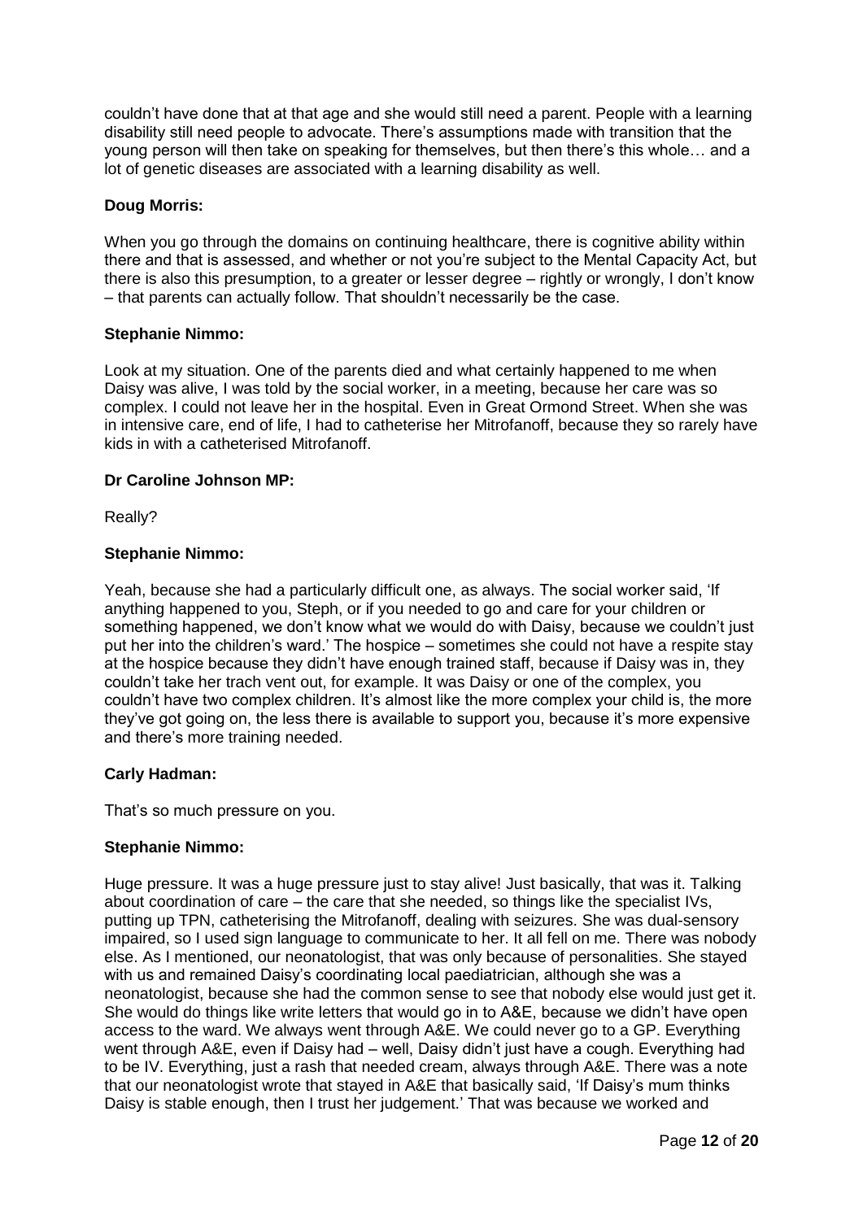couldn't have done that at that age and she would still need a parent. People with a learning disability still need people to advocate. There's assumptions made with transition that the young person will then take on speaking for themselves, but then there's this whole… and a lot of genetic diseases are associated with a learning disability as well.

**Doug Morris:**

When you go through the domains on continuing healthcare, there is cognitive ability within there and that is assessed, and whether or not you're subject to the Mental Capacity Act, but there is also this presumption, to a greater or lesser degree – rightly or wrongly, I don't know – that parents can actually follow. That shouldn't necessarily be the case.

**Stephanie Nimmo:**

Look at my situation. One of the parents died and what certainly happened to me when Daisy was alive, I was told by the social worker, in a meeting, because her care was so complex. I could not leave her in the hospital. Even in Great Ormond Street. When she was in intensive care, end of life, I had to catheterise her Mitrofanoff, because they so rarely have kids in with a catheterised Mitrofanoff.

**Dr Caroline Johnson MP:**

Really?

**Stephanie Nimmo:**

Yeah, because she had a particularly difficult one, as always. The social worker said, 'If anything happened to you, Steph, or if you needed to go and care for your children or something happened, we don't know what we would do with Daisy, because we couldn't just put her into the children's ward.' The hospice – sometimes she could not have a respite stay at the hospice because they didn't have enough trained staff, because if Daisy was in, they couldn't take her trach vent out, for example. It was Daisy or one of the complex, you couldn't have two complex children. It's almost like the more complex your child is, the more they've got going on, the less there is available to support you, because it's more expensive and there's more training needed.

**Carly Hadman:**

That's so much pressure on you.

**Stephanie Nimmo:**

Huge pressure. It was a huge pressure just to stay alive! Just basically, that was it. Talking about coordination of care – the care that she needed, so things like the specialist IVs, putting up TPN, catheterising the Mitrofanoff, dealing with seizures. She was dual-sensory impaired, so I used sign language to communicate to her. It all fell on me. There was nobody else. As I mentioned, our neonatologist, that was only because of personalities. She stayed with us and remained Daisy's coordinating local paediatrician, although she was a neonatologist, because she had the common sense to see that nobody else would just get it. She would do things like write letters that would go in to A&E, because we didn't have open access to the ward. We always went through A&E. We could never go to a GP. Everything went through A&E, even if Daisy had – well, Daisy didn't just have a cough. Everything had to be IV. Everything, just a rash that needed cream, always through A&E. There was a note that our neonatologist wrote that stayed in A&E that basically said, 'If Daisy's mum thinks Daisy is stable enough, then I trust her judgement.' That was because we worked and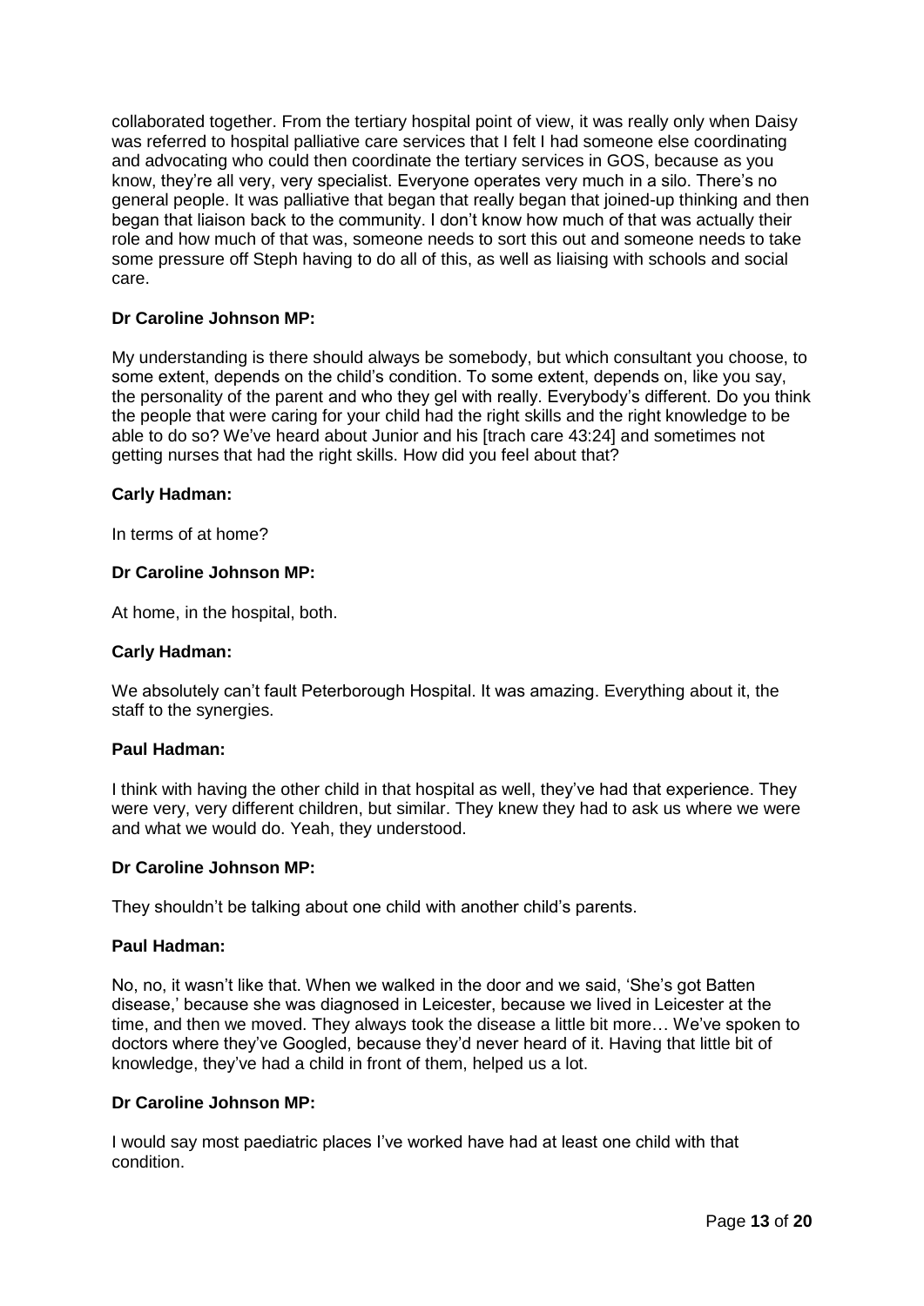collaborated together. From the tertiary hospital point of view, it was really only when Daisy was referred to hospital palliative care services that I felt I had someone else coordinating and advocating who could then coordinate the tertiary services in GOS, because as you know, they're all very, very specialist. Everyone operates very much in a silo. There's no general people. It was palliative that began that really began that joined-up thinking and then began that liaison back to the community. I don't know how much of that was actually their role and how much of that was, someone needs to sort this out and someone needs to take some pressure off Steph having to do all of this, as well as liaising with schools and social care.

**Dr Caroline Johnson MP:**

My understanding is there should always be somebody, but which consultant you choose, to some extent, depends on the child's condition. To some extent, depends on, like you say, the personality of the parent and who they gel with really. Everybody's different. Do you think the people that were caring for your child had the right skills and the right knowledge to be able to do so? We've heard about Junior and his [trach care 43:24] and sometimes not getting nurses that had the right skills. How did you feel about that?

**Carly Hadman:**

In terms of at home?

**Dr Caroline Johnson MP:**

At home, in the hospital, both.

**Carly Hadman:**

We absolutely can't fault Peterborough Hospital. It was amazing. Everything about it, the staff to the synergies.

**Paul Hadman:**

I think with having the other child in that hospital as well, they've had that experience. They were very, very different children, but similar. They knew they had to ask us where we were and what we would do. Yeah, they understood.

**Dr Caroline Johnson MP:**

They shouldn't be talking about one child with another child's parents.

**Paul Hadman:**

No, no, it wasn't like that. When we walked in the door and we said, 'She's got Batten disease,' because she was diagnosed in Leicester, because we lived in Leicester at the time, and then we moved. They always took the disease a little bit more… We've spoken to doctors where they've Googled, because they'd never heard of it. Having that little bit of knowledge, they've had a child in front of them, helped us a lot.

**Dr Caroline Johnson MP:**

I would say most paediatric places I've worked have had at least one child with that condition.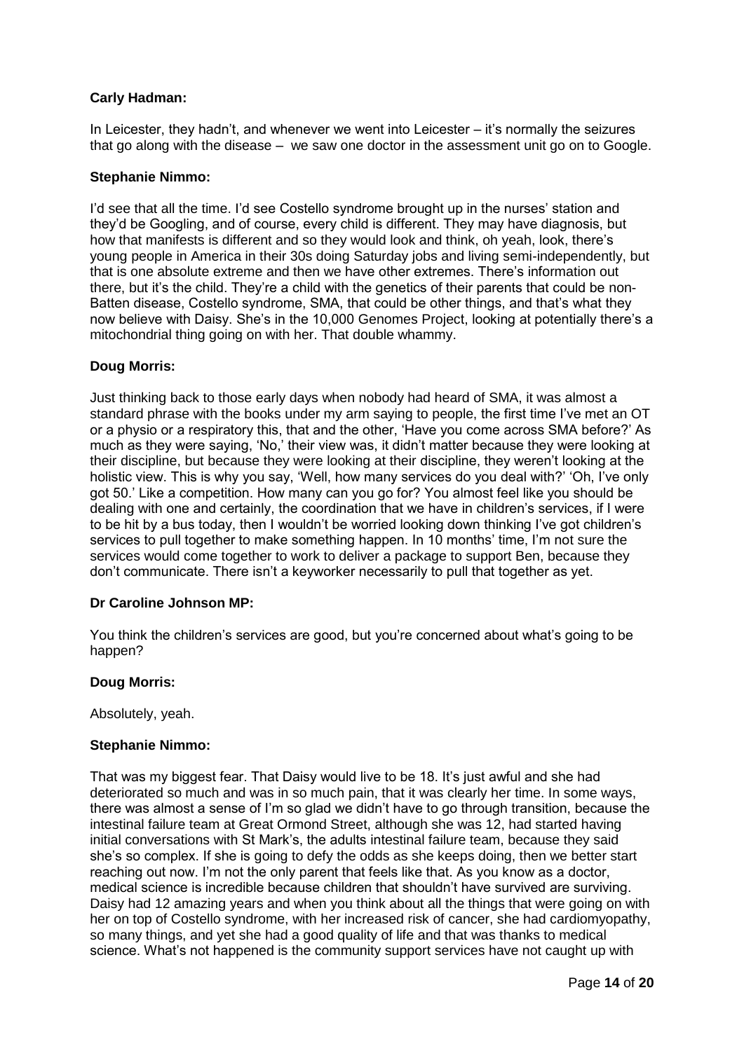**Carly Hadman:**

In Leicester, they hadn't, and whenever we went into Leicester – it's normally the seizures that go along with the disease – we saw one doctor in the assessment unit go on to Google.

**Stephanie Nimmo:**

I'd see that all the time. I'd see Costello syndrome brought up in the nurses' station and they'd be Googling, and of course, every child is different. They may have diagnosis, but how that manifests is different and so they would look and think, oh yeah, look, there's young people in America in their 30s doing Saturday jobs and living semi-independently, but that is one absolute extreme and then we have other extremes. There's information out there, but it's the child. They're a child with the genetics of their parents that could be non-Batten disease, Costello syndrome, SMA, that could be other things, and that's what they now believe with Daisy. She's in the 10,000 Genomes Project, looking at potentially there's a mitochondrial thing going on with her. That double whammy.

**Doug Morris:**

Just thinking back to those early days when nobody had heard of SMA, it was almost a standard phrase with the books under my arm saying to people, the first time I've met an OT or a physio or a respiratory this, that and the other, 'Have you come across SMA before?' As much as they were saying, 'No,' their view was, it didn't matter because they were looking at their discipline, but because they were looking at their discipline, they weren't looking at the holistic view. This is why you say, 'Well, how many services do you deal with?' 'Oh, I've only got 50.' Like a competition. How many can you go for? You almost feel like you should be dealing with one and certainly, the coordination that we have in children's services, if I were to be hit by a bus today, then I wouldn't be worried looking down thinking I've got children's services to pull together to make something happen. In 10 months' time, I'm not sure the services would come together to work to deliver a package to support Ben, because they don't communicate. There isn't a keyworker necessarily to pull that together as yet.

**Dr Caroline Johnson MP:**

You think the children's services are good, but you're concerned about what's going to be happen?

**Doug Morris:**

Absolutely, yeah.

**Stephanie Nimmo:**

That was my biggest fear. That Daisy would live to be 18. It's just awful and she had deteriorated so much and was in so much pain, that it was clearly her time. In some ways, there was almost a sense of I'm so glad we didn't have to go through transition, because the intestinal failure team at Great Ormond Street, although she was 12, had started having initial conversations with St Mark's, the adults intestinal failure team, because they said she's so complex. If she is going to defy the odds as she keeps doing, then we better start reaching out now. I'm not the only parent that feels like that. As you know as a doctor, medical science is incredible because children that shouldn't have survived are surviving. Daisy had 12 amazing years and when you think about all the things that were going on with her on top of Costello syndrome, with her increased risk of cancer, she had cardiomyopathy, so many things, and yet she had a good quality of life and that was thanks to medical science. What's not happened is the community support services have not caught up with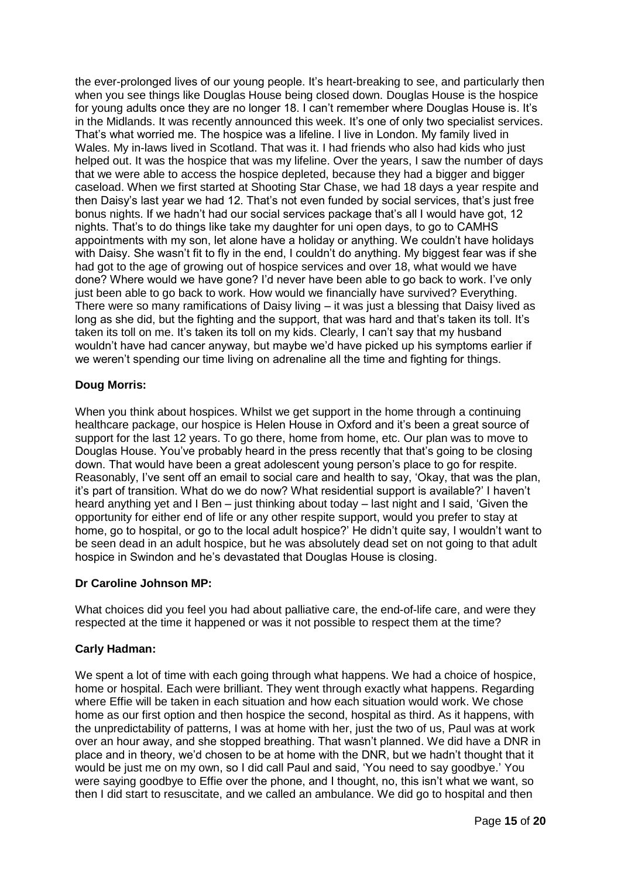the ever-prolonged lives of our young people. It's heart-breaking to see, and particularly then when you see things like Douglas House being closed down. Douglas House is the hospice for young adults once they are no longer 18. I can't remember where Douglas House is. It's in the Midlands. It was recently announced this week. It's one of only two specialist services. That's what worried me. The hospice was a lifeline. I live in London. My family lived in Wales. My in-laws lived in Scotland. That was it. I had friends who also had kids who just helped out. It was the hospice that was my lifeline. Over the years, I saw the number of days that we were able to access the hospice depleted, because they had a bigger and bigger caseload. When we first started at Shooting Star Chase, we had 18 days a year respite and then Daisy's last year we had 12. That's not even funded by social services, that's just free bonus nights. If we hadn't had our social services package that's all I would have got, 12 nights. That's to do things like take my daughter for uni open days, to go to CAMHS appointments with my son, let alone have a holiday or anything. We couldn't have holidays with Daisy. She wasn't fit to fly in the end, I couldn't do anything. My biggest fear was if she had got to the age of growing out of hospice services and over 18, what would we have done? Where would we have gone? I'd never have been able to go back to work. I've only just been able to go back to work. How would we financially have survived? Everything. There were so many ramifications of Daisy living – it was just a blessing that Daisy lived as long as she did, but the fighting and the support, that was hard and that's taken its toll. It's taken its toll on me. It's taken its toll on my kids. Clearly, I can't say that my husband wouldn't have had cancer anyway, but maybe we'd have picked up his symptoms earlier if we weren't spending our time living on adrenaline all the time and fighting for things.

**Doug Morris:**

When you think about hospices. Whilst we get support in the home through a continuing healthcare package, our hospice is Helen House in Oxford and it's been a great source of support for the last 12 years. To go there, home from home, etc. Our plan was to move to Douglas House. You've probably heard in the press recently that that's going to be closing down. That would have been a great adolescent young person's place to go for respite. Reasonably, I've sent off an email to social care and health to say, 'Okay, that was the plan, it's part of transition. What do we do now? What residential support is available?' I haven't heard anything yet and I Ben – just thinking about today – last night and I said, 'Given the opportunity for either end of life or any other respite support, would you prefer to stay at home, go to hospital, or go to the local adult hospice?' He didn't quite say, I wouldn't want to be seen dead in an adult hospice, but he was absolutely dead set on not going to that adult hospice in Swindon and he's devastated that Douglas House is closing.

**Dr Caroline Johnson MP:**

What choices did you feel you had about palliative care, the end-of-life care, and were they respected at the time it happened or was it not possible to respect them at the time?

**Carly Hadman:**

We spent a lot of time with each going through what happens. We had a choice of hospice, home or hospital. Each were brilliant. They went through exactly what happens. Regarding where Effie will be taken in each situation and how each situation would work. We chose home as our first option and then hospice the second, hospital as third. As it happens, with the unpredictability of patterns, I was at home with her, just the two of us, Paul was at work over an hour away, and she stopped breathing. That wasn't planned. We did have a DNR in place and in theory, we'd chosen to be at home with the DNR, but we hadn't thought that it would be just me on my own, so I did call Paul and said, 'You need to say goodbye.' You were saying goodbye to Effie over the phone, and I thought, no, this isn't what we want, so then I did start to resuscitate, and we called an ambulance. We did go to hospital and then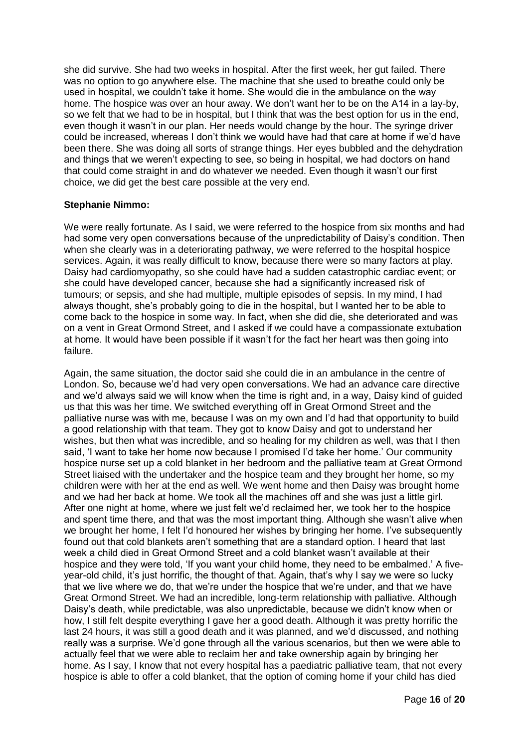she did survive. She had two weeks in hospital. After the first week, her gut failed. There was no option to go anywhere else. The machine that she used to breathe could only be used in hospital, we couldn't take it home. She would die in the ambulance on the way home. The hospice was over an hour away. We don't want her to be on the A14 in a lay-by, so we felt that we had to be in hospital, but I think that was the best option for us in the end, even though it wasn't in our plan. Her needs would change by the hour. The syringe driver could be increased, whereas I don't think we would have had that care at home if we'd have been there. She was doing all sorts of strange things. Her eyes bubbled and the dehydration and things that we weren't expecting to see, so being in hospital, we had doctors on hand that could come straight in and do whatever we needed. Even though it wasn't our first choice, we did get the best care possible at the very end.

**Stephanie Nimmo:**

We were really fortunate. As I said, we were referred to the hospice from six months and had had some very open conversations because of the unpredictability of Daisy's condition. Then when she clearly was in a deteriorating pathway, we were referred to the hospital hospice services. Again, it was really difficult to know, because there were so many factors at play. Daisy had cardiomyopathy, so she could have had a sudden catastrophic cardiac event; or she could have developed cancer, because she had a significantly increased risk of tumours; or sepsis, and she had multiple, multiple episodes of sepsis. In my mind, I had always thought, she's probably going to die in the hospital, but I wanted her to be able to come back to the hospice in some way. In fact, when she did die, she deteriorated and was on a vent in Great Ormond Street, and I asked if we could have a compassionate extubation at home. It would have been possible if it wasn't for the fact her heart was then going into failure.

Again, the same situation, the doctor said she could die in an ambulance in the centre of London. So, because we'd had very open conversations. We had an advance care directive and we'd always said we will know when the time is right and, in a way, Daisy kind of guided us that this was her time. We switched everything off in Great Ormond Street and the palliative nurse was with me, because I was on my own and I'd had that opportunity to build a good relationship with that team. They got to know Daisy and got to understand her wishes, but then what was incredible, and so healing for my children as well, was that I then said, 'I want to take her home now because I promised I'd take her home.' Our community hospice nurse set up a cold blanket in her bedroom and the palliative team at Great Ormond Street liaised with the undertaker and the hospice team and they brought her home, so my children were with her at the end as well. We went home and then Daisy was brought home and we had her back at home. We took all the machines off and she was just a little girl. After one night at home, where we just felt we'd reclaimed her, we took her to the hospice and spent time there, and that was the most important thing. Although she wasn't alive when we brought her home, I felt I'd honoured her wishes by bringing her home. I've subsequently found out that cold blankets aren't something that are a standard option. I heard that last week a child died in Great Ormond Street and a cold blanket wasn't available at their hospice and they were told, 'If you want your child home, they need to be embalmed.' A five-year-old child, it's just horrific, the thought of that. Again, that's why I say we were so lucky that we live where we do, that we're under the hospice that we're under, and that we have Great Ormond Street. We had an incredible, long-term relationship with palliative. Although Daisy's death, while predictable, was also unpredictable, because we didn't know when or how, I still felt despite everything I gave her a good death. Although it was pretty horrific the last 24 hours, it was still a good death and it was planned, and we'd discussed, and nothing really was a surprise. We'd gone through all the various scenarios, but then we were able to actually feel that we were able to reclaim her and take ownership again by bringing her home. As I say, I know that not every hospital has a paediatric palliative team, that not every hospice is able to offer a cold blanket, that the option of coming home if your child has died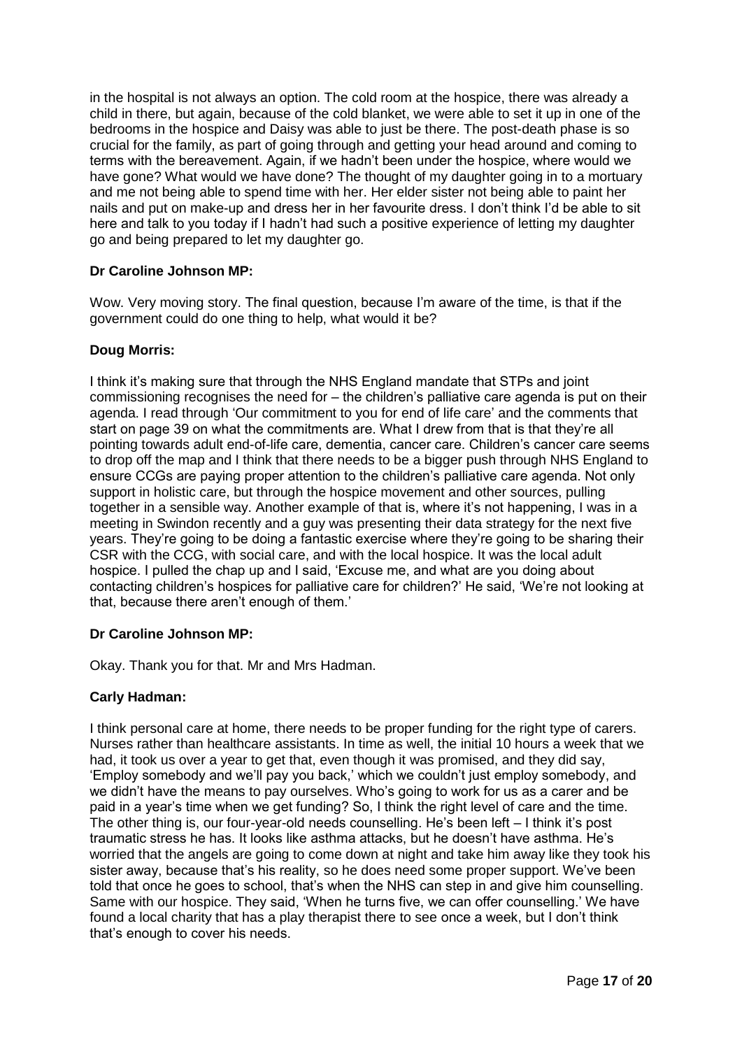in the hospital is not always an option. The cold room at the hospice, there was already a child in there, but again, because of the cold blanket, we were able to set it up in one of the bedrooms in the hospice and Daisy was able to just be there. The post-death phase is so crucial for the family, as part of going through and getting your head around and coming to terms with the bereavement. Again, if we hadn't been under the hospice, where would we have gone? What would we have done? The thought of my daughter going in to a mortuary and me not being able to spend time with her. Her elder sister not being able to paint her nails and put on make-up and dress her in her favourite dress. I don't think I'd be able to sit here and talk to you today if I hadn't had such a positive experience of letting my daughter go and being prepared to let my daughter go.

**Dr Caroline Johnson MP:**

Wow. Very moving story. The final question, because I'm aware of the time, is that if the government could do one thing to help, what would it be?

**Doug Morris:**

I think it's making sure that through the NHS England mandate that STPs and joint commissioning recognises the need for – the children's palliative care agenda is put on their agenda. I read through 'Our commitment to you for end of life care' and the comments that start on page 39 on what the commitments are. What I drew from that is that they're all pointing towards adult end-of-life care, dementia, cancer care. Children's cancer care seems to drop off the map and I think that there needs to be a bigger push through NHS England to ensure CCGs are paying proper attention to the children's palliative care agenda. Not only support in holistic care, but through the hospice movement and other sources, pulling together in a sensible way. Another example of that is, where it's not happening, I was in a meeting in Swindon recently and a guy was presenting their data strategy for the next five years. They're going to be doing a fantastic exercise where they're going to be sharing their CSR with the CCG, with social care, and with the local hospice. It was the local adult hospice. I pulled the chap up and I said, 'Excuse me, and what are you doing about contacting children's hospices for palliative care for children?' He said, 'We're not looking at that, because there aren't enough of them.'

**Dr Caroline Johnson MP:**

Okay. Thank you for that. Mr and Mrs Hadman.

**Carly Hadman:**

I think personal care at home, there needs to be proper funding for the right type of carers. Nurses rather than healthcare assistants. In time as well, the initial 10 hours a week that we had, it took us over a year to get that, even though it was promised, and they did say, 'Employ somebody and we'll pay you back,' which we couldn't just employ somebody, and we didn't have the means to pay ourselves. Who's going to work for us as a carer and be paid in a year's time when we get funding? So, I think the right level of care and the time. The other thing is, our four-year-old needs counselling. He's been left – I think it's post traumatic stress he has. It looks like asthma attacks, but he doesn't have asthma. He's worried that the angels are going to come down at night and take him away like they took his sister away, because that's his reality, so he does need some proper support. We've been told that once he goes to school, that's when the NHS can step in and give him counselling. Same with our hospice. They said, 'When he turns five, we can offer counselling.' We have found a local charity that has a play therapist there to see once a week, but I don't think that's enough to cover his needs.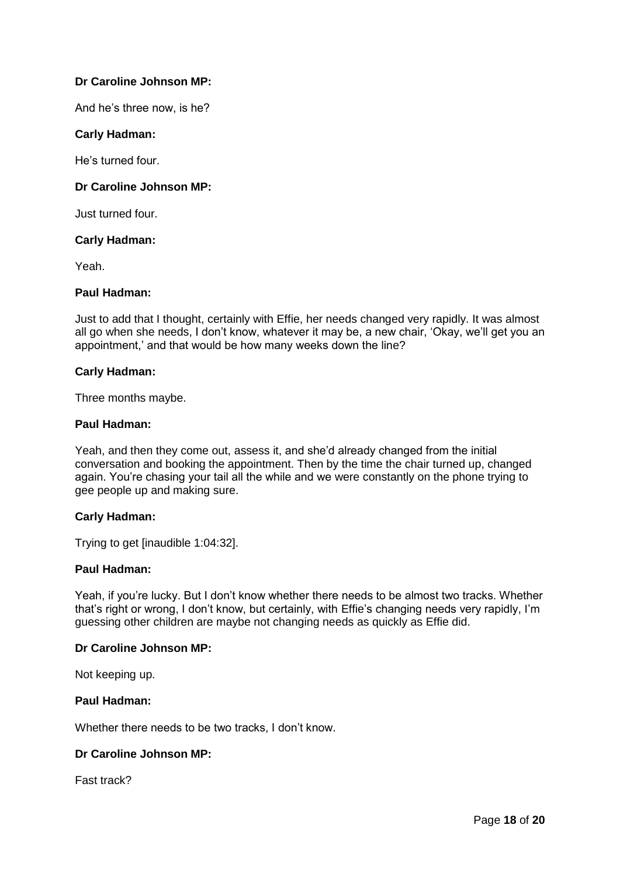**Dr Caroline Johnson MP:**

And he's three now, is he?

**Carly Hadman:**

He's turned four.

**Dr Caroline Johnson MP:**

Just turned four.

**Carly Hadman:**

Yeah.

**Paul Hadman:**

Just to add that I thought, certainly with Effie, her needs changed very rapidly. It was almost all go when she needs, I don't know, whatever it may be, a new chair, 'Okay, we'll get you an appointment,' and that would be how many weeks down the line?

**Carly Hadman:**

Three months maybe.

**Paul Hadman:**

Yeah, and then they come out, assess it, and she'd already changed from the initial conversation and booking the appointment. Then by the time the chair turned up, changed again. You're chasing your tail all the while and we were constantly on the phone trying to gee people up and making sure.

**Carly Hadman:**

Trying to get [inaudible 1:04:32].

**Paul Hadman:**

Yeah, if you're lucky. But I don't know whether there needs to be almost two tracks. Whether that's right or wrong, I don't know, but certainly, with Effie's changing needs very rapidly, I'm guessing other children are maybe not changing needs as quickly as Effie did.

**Dr Caroline Johnson MP:**

Not keeping up.

**Paul Hadman:**

Whether there needs to be two tracks, I don't know.

**Dr Caroline Johnson MP:**

Fast track?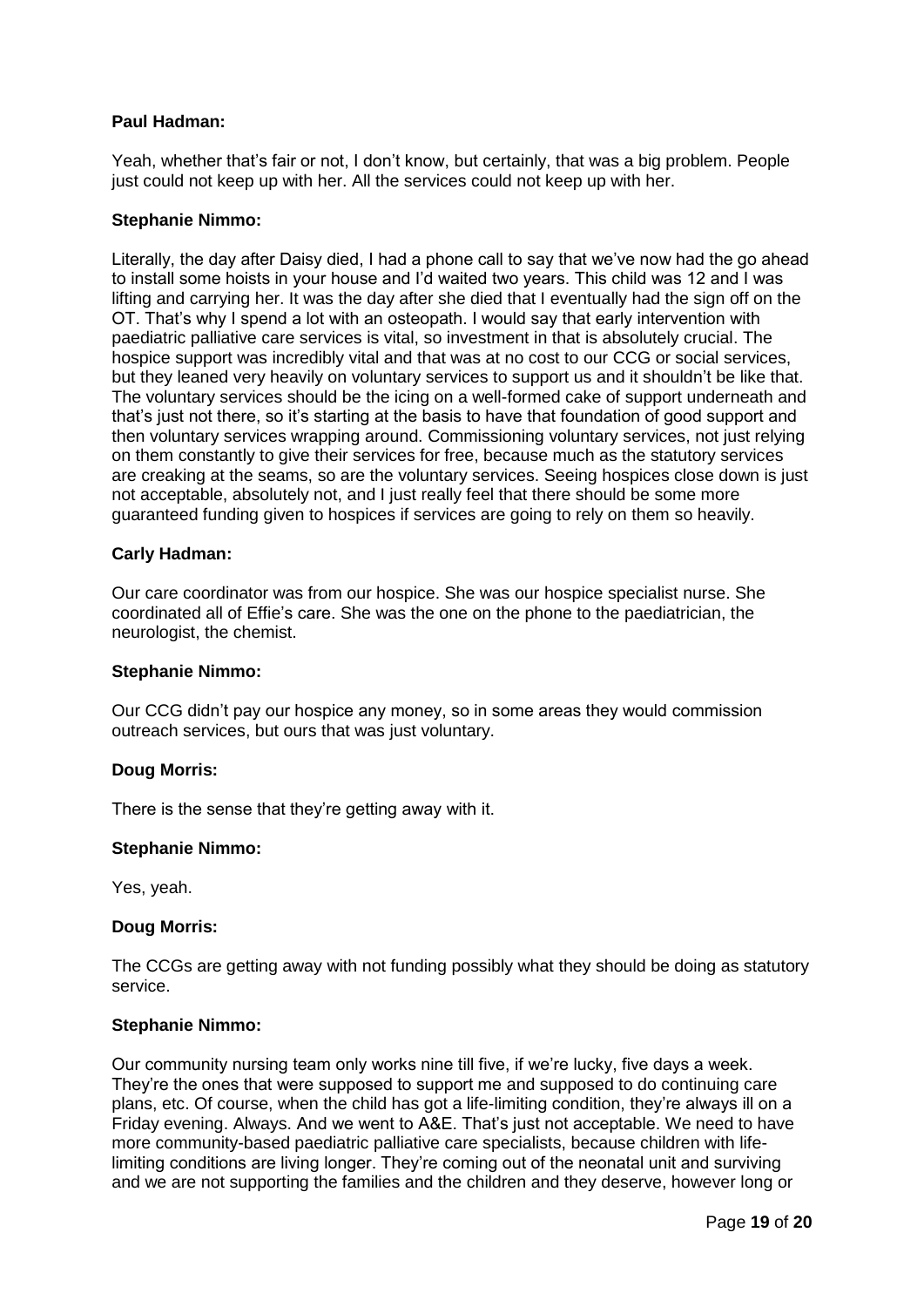**Paul Hadman:**

Yeah, whether that's fair or not, I don't know, but certainly, that was a big problem. People just could not keep up with her. All the services could not keep up with her.

**Stephanie Nimmo:**

Literally, the day after Daisy died, I had a phone call to say that we've now had the go ahead to install some hoists in your house and I'd waited two years. This child was 12 and I was lifting and carrying her. It was the day after she died that I eventually had the sign off on the OT. That's why I spend a lot with an osteopath. I would say that early intervention with paediatric palliative care services is vital, so investment in that is absolutely crucial. The hospice support was incredibly vital and that was at no cost to our CCG or social services, but they leaned very heavily on voluntary services to support us and it shouldn't be like that. The voluntary services should be the icing on a well-formed cake of support underneath and that's just not there, so it's starting at the basis to have that foundation of good support and then voluntary services wrapping around. Commissioning voluntary services, not just relying on them constantly to give their services for free, because much as the statutory services are creaking at the seams, so are the voluntary services. Seeing hospices close down is just not acceptable, absolutely not, and I just really feel that there should be some more guaranteed funding given to hospices if services are going to rely on them so heavily.

**Carly Hadman:**

Our care coordinator was from our hospice. She was our hospice specialist nurse. She coordinated all of Effie's care. She was the one on the phone to the paediatrician, the neurologist, the chemist.

**Stephanie Nimmo:**

Our CCG didn't pay our hospice any money, so in some areas they would commission outreach services, but ours that was just voluntary.

**Doug Morris:**

There is the sense that they're getting away with it.

**Stephanie Nimmo:**

Yes, yeah.

**Doug Morris:**

The CCGs are getting away with not funding possibly what they should be doing as statutory service.

**Stephanie Nimmo:**

Our community nursing team only works nine till five, if we're lucky, five days a week. They're the ones that were supposed to support me and supposed to do continuing care plans, etc. Of course, when the child has got a life-limiting condition, they're always ill on a Friday evening. Always. And we went to A&E. That's just not acceptable. We need to have more community-based paediatric palliative care specialists, because children with life-limiting conditions are living longer. They're coming out of the neonatal unit and surviving and we are not supporting the families and the children and they deserve, however long or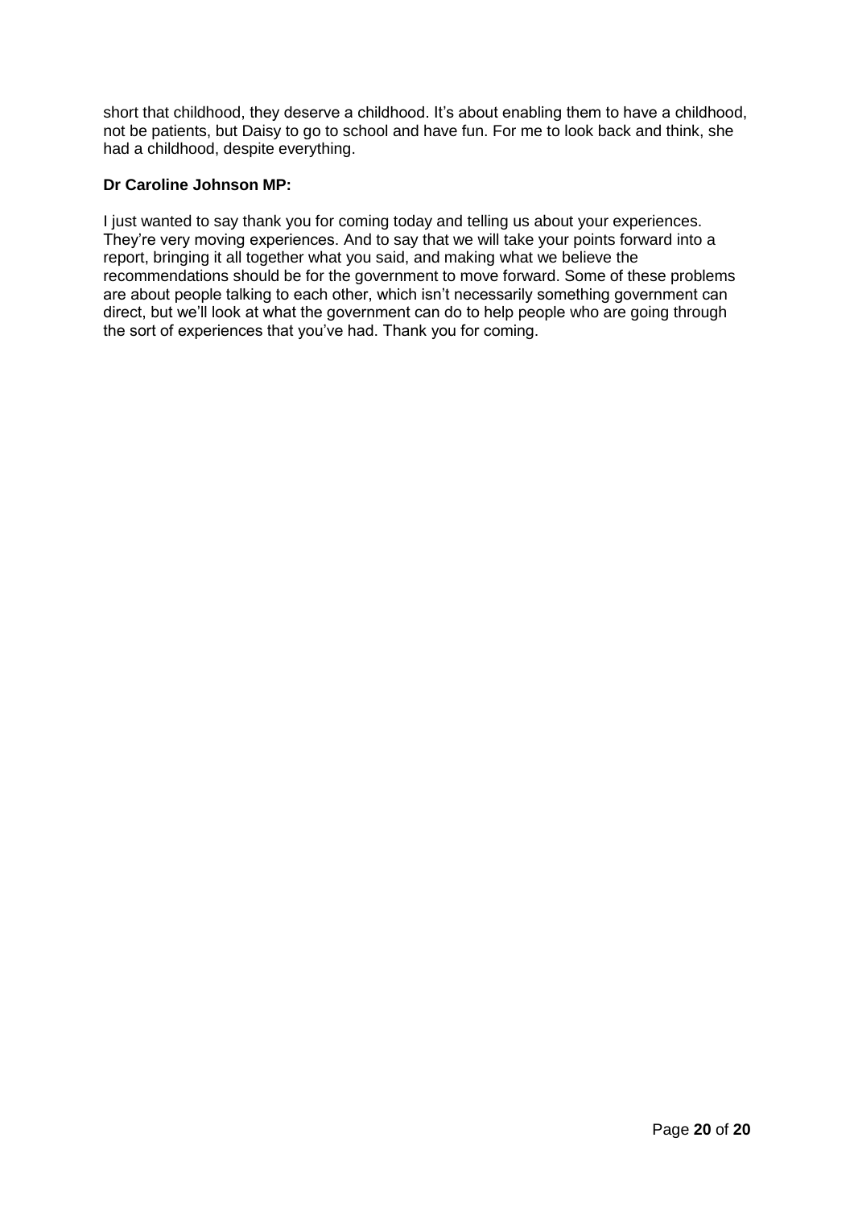short that childhood, they deserve a childhood. It's about enabling them to have a childhood, not be patients, but Daisy to go to school and have fun. For me to look back and think, she had a childhood, despite everything.

**Dr Caroline Johnson MP:**

I just wanted to say thank you for coming today and telling us about your experiences. They're very moving experiences. And to say that we will take your points forward into a report, bringing it all together what you said, and making what we believe the recommendations should be for the government to move forward. Some of these problems are about people talking to each other, which isn't necessarily something government can direct, but we'll look at what the government can do to help people who are going through the sort of experiences that you've had. Thank you for coming.